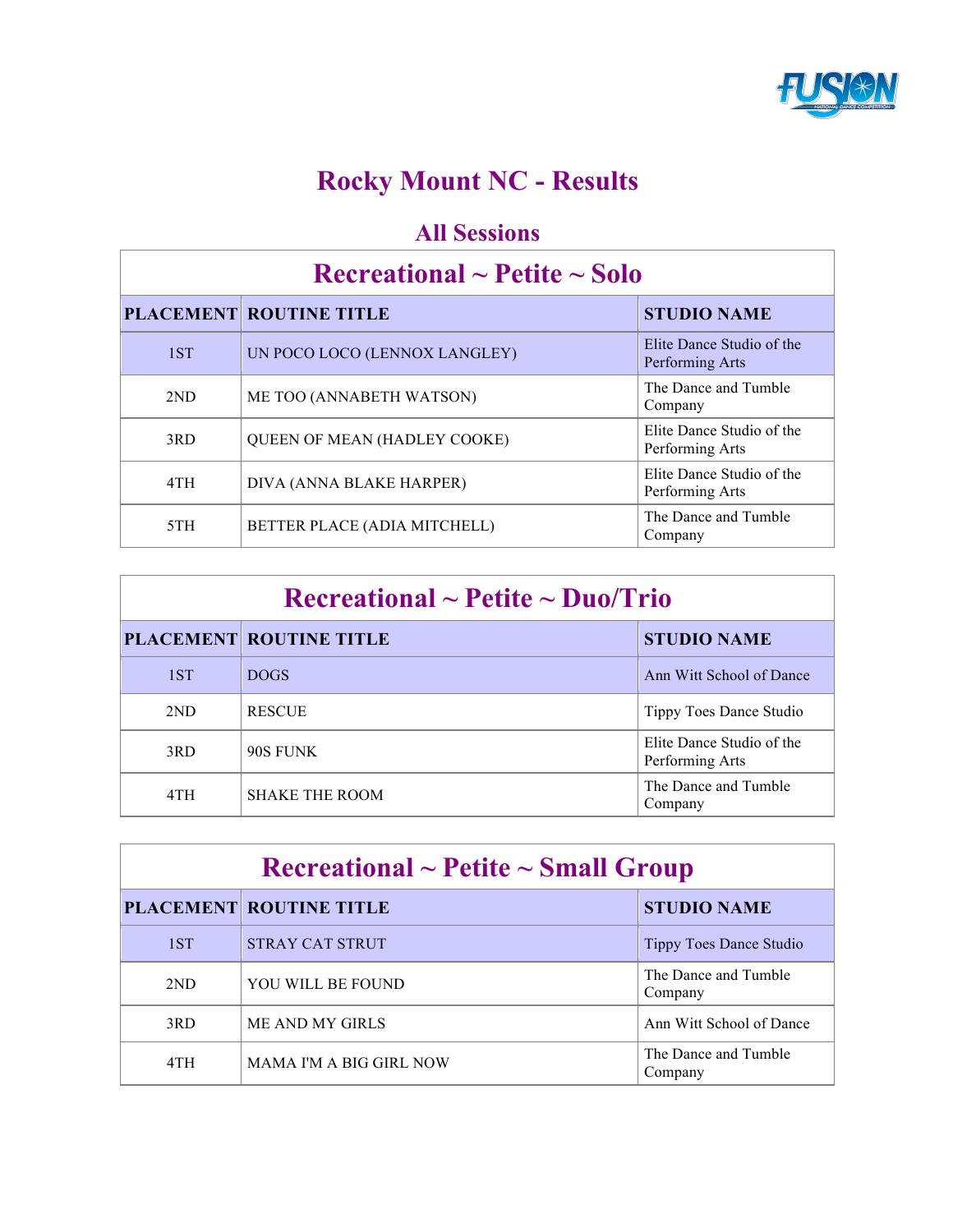# Rocky Mount NC - Results

## All Sessions

### Recreational ~ Petite ~ Solo

| PLACEMENT | ROUTINE TITLE | STUDIO NAME |
|---|---|---|
| 1ST | UN POCO LOCO (LENNOX LANGLEY) | Elite Dance Studio of the Performing Arts |
| 2ND | ME TOO (ANNABETH WATSON) | The Dance and Tumble Company |
| 3RD | QUEEN OF MEAN (HADLEY COOKE) | Elite Dance Studio of the Performing Arts |
| 4TH | DIVA (ANNA BLAKE HARPER) | Elite Dance Studio of the Performing Arts |
| 5TH | BETTER PLACE (ADIA MITCHELL) | The Dance and Tumble Company |

### Recreational ~ Petite ~ Duo/Trio

| PLACEMENT | ROUTINE TITLE | STUDIO NAME |
|---|---|---|
| 1ST | DOGS | Ann Witt School of Dance |
| 2ND | RESCUE | Tippy Toes Dance Studio |
| 3RD | 90S FUNK | Elite Dance Studio of the Performing Arts |
| 4TH | SHAKE THE ROOM | The Dance and Tumble Company |

### Recreational ~ Petite ~ Small Group

| PLACEMENT | ROUTINE TITLE | STUDIO NAME |
|---|---|---|
| 1ST | STRAY CAT STRUT | Tippy Toes Dance Studio |
| 2ND | YOU WILL BE FOUND | The Dance and Tumble Company |
| 3RD | ME AND MY GIRLS | Ann Witt School of Dance |
| 4TH | MAMA I'M A BIG GIRL NOW | The Dance and Tumble Company |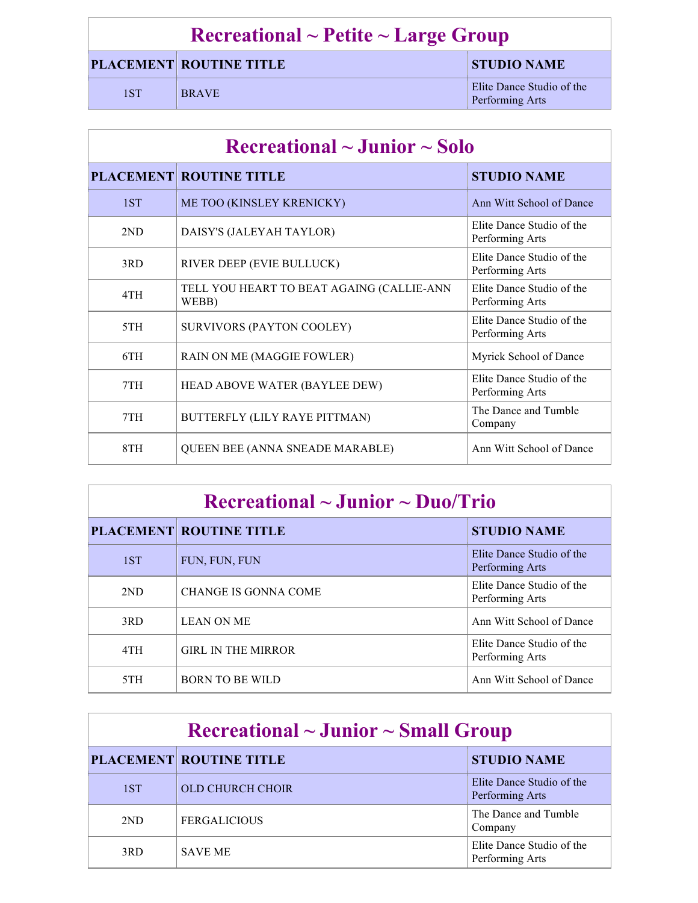## Recreational ~ Petite ~ Large Group

| PLACEMENT | ROUTINE TITLE | STUDIO NAME |
|---|---|---|
| 1ST | BRAVE | Elite Dance Studio of the Performing Arts |

## Recreational ~ Junior ~ Solo

| PLACEMENT | ROUTINE TITLE | STUDIO NAME |
|---|---|---|
| 1ST | ME TOO (KINSLEY KRENICKY) | Ann Witt School of Dance |
| 2ND | DAISY'S (JALEYAH TAYLOR) | Elite Dance Studio of the Performing Arts |
| 3RD | RIVER DEEP (EVIE BULLUCK) | Elite Dance Studio of the Performing Arts |
| 4TH | TELL YOU HEART TO BEAT AGAING (CALLIE-ANN WEBB) | Elite Dance Studio of the Performing Arts |
| 5TH | SURVIVORS (PAYTON COOLEY) | Elite Dance Studio of the Performing Arts |
| 6TH | RAIN ON ME (MAGGIE FOWLER) | Myrick School of Dance |
| 7TH | HEAD ABOVE WATER (BAYLEE DEW) | Elite Dance Studio of the Performing Arts |
| 7TH | BUTTERFLY (LILY RAYE PITTMAN) | The Dance and Tumble Company |
| 8TH | QUEEN BEE (ANNA SNEADE MARABLE) | Ann Witt School of Dance |

## Recreational ~ Junior ~ Duo/Trio

| PLACEMENT | ROUTINE TITLE | STUDIO NAME |
|---|---|---|
| 1ST | FUN, FUN, FUN | Elite Dance Studio of the Performing Arts |
| 2ND | CHANGE IS GONNA COME | Elite Dance Studio of the Performing Arts |
| 3RD | LEAN ON ME | Ann Witt School of Dance |
| 4TH | GIRL IN THE MIRROR | Elite Dance Studio of the Performing Arts |
| 5TH | BORN TO BE WILD | Ann Witt School of Dance |

## Recreational ~ Junior ~ Small Group

| PLACEMENT | ROUTINE TITLE | STUDIO NAME |
|---|---|---|
| 1ST | OLD CHURCH CHOIR | Elite Dance Studio of the Performing Arts |
| 2ND | FERGALICIOUS | The Dance and Tumble Company |
| 3RD | SAVE ME | Elite Dance Studio of the Performing Arts |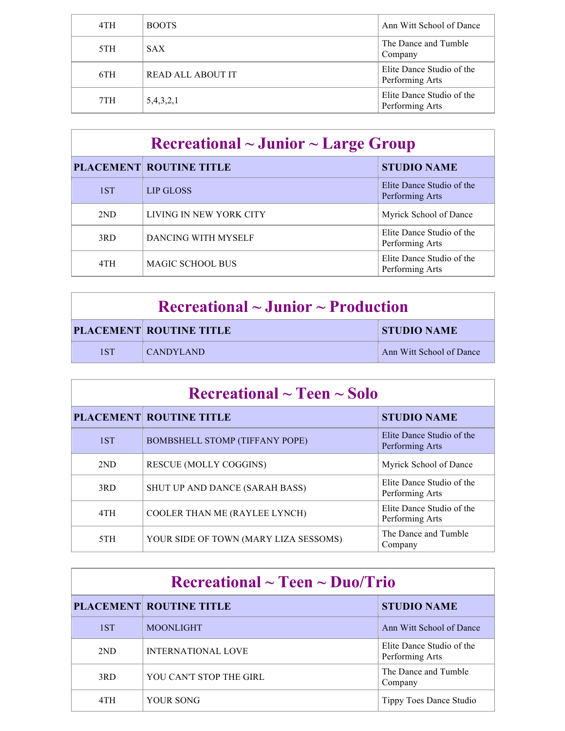| | | |
|---|---|---|
| 4TH | BOOTS | Ann Witt School of Dance |
| 5TH | SAX | The Dance and Tumble Company |
| 6TH | READ ALL ABOUT IT | Elite Dance Studio of the Performing Arts |
| 7TH | 5,4,3,2,1 | Elite Dance Studio of the Performing Arts |

## Recreational ~ Junior ~ Large Group

| PLACEMENT | ROUTINE TITLE | STUDIO NAME |
|---|---|---|
| 1ST | LIP GLOSS | Elite Dance Studio of the Performing Arts |
| 2ND | LIVING IN NEW YORK CITY | Myrick School of Dance |
| 3RD | DANCING WITH MYSELF | Elite Dance Studio of the Performing Arts |
| 4TH | MAGIC SCHOOL BUS | Elite Dance Studio of the Performing Arts |

## Recreational ~ Junior ~ Production

| PLACEMENT | ROUTINE TITLE | STUDIO NAME |
|---|---|---|
| 1ST | CANDYLAND | Ann Witt School of Dance |

## Recreational ~ Teen ~ Solo

| PLACEMENT | ROUTINE TITLE | STUDIO NAME |
|---|---|---|
| 1ST | BOMBSHELL STOMP (TIFFANY POPE) | Elite Dance Studio of the Performing Arts |
| 2ND | RESCUE (MOLLY COGGINS) | Myrick School of Dance |
| 3RD | SHUT UP AND DANCE (SARAH BASS) | Elite Dance Studio of the Performing Arts |
| 4TH | COOLER THAN ME (RAYLEE LYNCH) | Elite Dance Studio of the Performing Arts |
| 5TH | YOUR SIDE OF TOWN (MARY LIZA SESSOMS) | The Dance and Tumble Company |

## Recreational ~ Teen ~ Duo/Trio

| PLACEMENT | ROUTINE TITLE | STUDIO NAME |
|---|---|---|
| 1ST | MOONLIGHT | Ann Witt School of Dance |
| 2ND | INTERNATIONAL LOVE | Elite Dance Studio of the Performing Arts |
| 3RD | YOU CAN'T STOP THE GIRL | The Dance and Tumble Company |
| 4TH | YOUR SONG | Tippy Toes Dance Studio |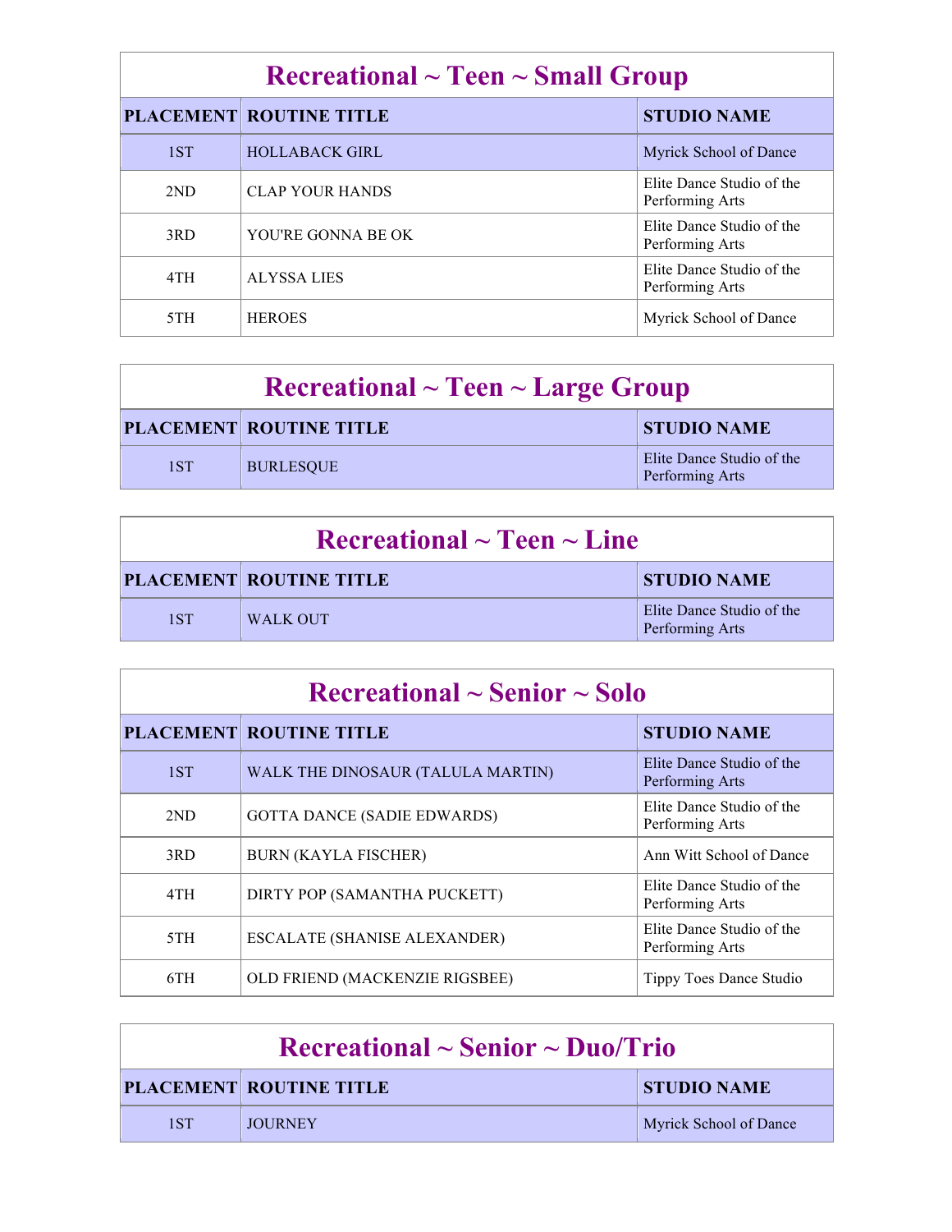## Recreational ~ Teen ~ Small Group

| PLACEMENT | ROUTINE TITLE | STUDIO NAME |
|---|---|---|
| 1ST | HOLLABACK GIRL | Myrick School of Dance |
| 2ND | CLAP YOUR HANDS | Elite Dance Studio of the Performing Arts |
| 3RD | YOU'RE GONNA BE OK | Elite Dance Studio of the Performing Arts |
| 4TH | ALYSSA LIES | Elite Dance Studio of the Performing Arts |
| 5TH | HEROES | Myrick School of Dance |

## Recreational ~ Teen ~ Large Group

| PLACEMENT | ROUTINE TITLE | STUDIO NAME |
|---|---|---|
| 1ST | BURLESQUE | Elite Dance Studio of the Performing Arts |

## Recreational ~ Teen ~ Line

| PLACEMENT | ROUTINE TITLE | STUDIO NAME |
|---|---|---|
| 1ST | WALK OUT | Elite Dance Studio of the Performing Arts |

## Recreational ~ Senior ~ Solo

| PLACEMENT | ROUTINE TITLE | STUDIO NAME |
|---|---|---|
| 1ST | WALK THE DINOSAUR (TALULA MARTIN) | Elite Dance Studio of the Performing Arts |
| 2ND | GOTTA DANCE (SADIE EDWARDS) | Elite Dance Studio of the Performing Arts |
| 3RD | BURN (KAYLA FISCHER) | Ann Witt School of Dance |
| 4TH | DIRTY POP (SAMANTHA PUCKETT) | Elite Dance Studio of the Performing Arts |
| 5TH | ESCALATE (SHANISE ALEXANDER) | Elite Dance Studio of the Performing Arts |
| 6TH | OLD FRIEND (MACKENZIE RIGSBEE) | Tippy Toes Dance Studio |

## Recreational ~ Senior ~ Duo/Trio

| PLACEMENT | ROUTINE TITLE | STUDIO NAME |
|---|---|---|
| 1ST | JOURNEY | Myrick School of Dance |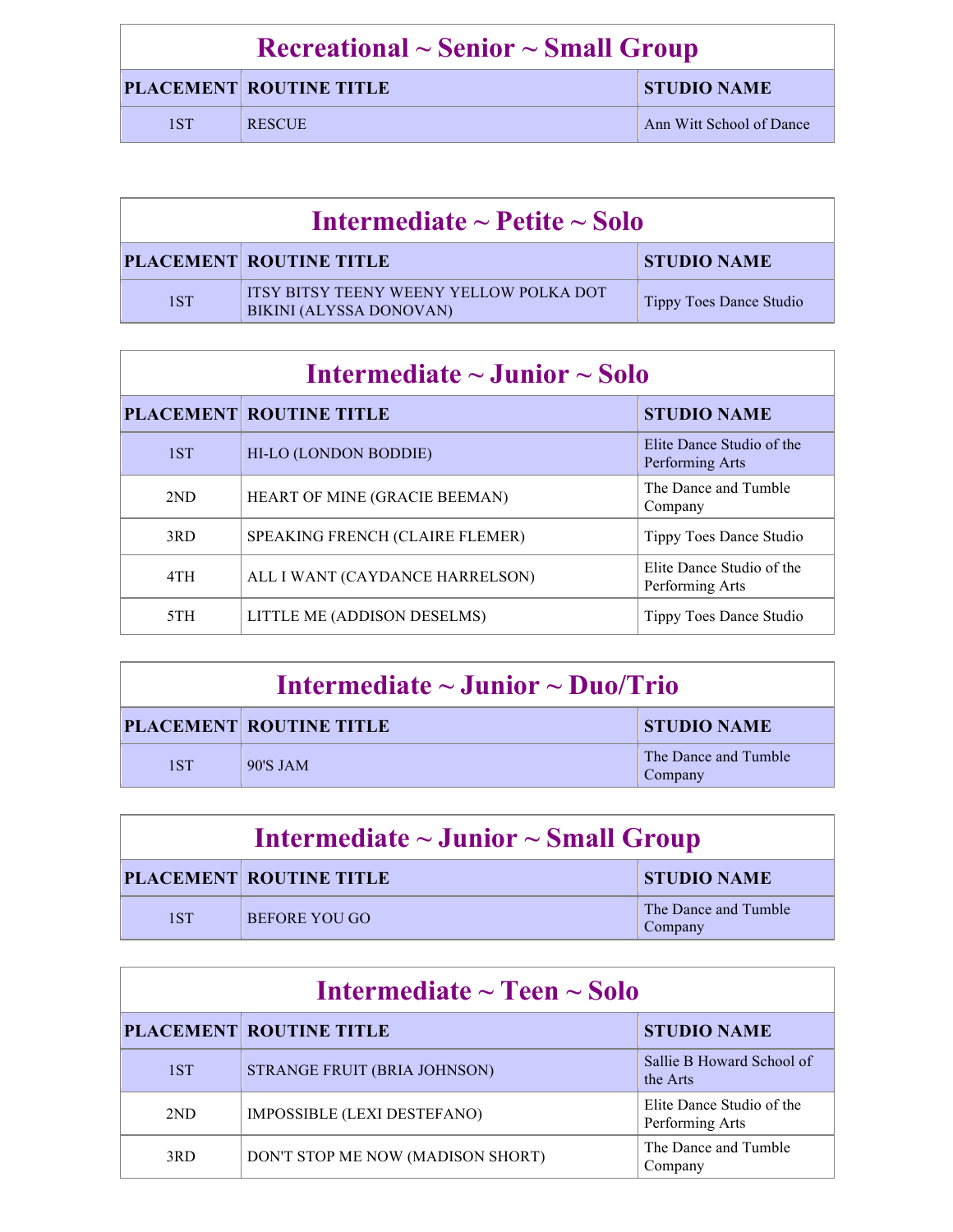## Recreational ~ Senior ~ Small Group

| PLACEMENT | ROUTINE TITLE | STUDIO NAME |
|---|---|---|
| 1ST | RESCUE | Ann Witt School of Dance |

## Intermediate ~ Petite ~ Solo

| PLACEMENT | ROUTINE TITLE | STUDIO NAME |
|---|---|---|
| 1ST | ITSY BITSY TEENY WEENY YELLOW POLKA DOT BIKINI (ALYSSA DONOVAN) | Tippy Toes Dance Studio |

## Intermediate ~ Junior ~ Solo

| PLACEMENT | ROUTINE TITLE | STUDIO NAME |
|---|---|---|
| 1ST | HI-LO (LONDON BODDIE) | Elite Dance Studio of the Performing Arts |
| 2ND | HEART OF MINE (GRACIE BEEMAN) | The Dance and Tumble Company |
| 3RD | SPEAKING FRENCH (CLAIRE FLEMER) | Tippy Toes Dance Studio |
| 4TH | ALL I WANT (CAYDANCE HARRELSON) | Elite Dance Studio of the Performing Arts |
| 5TH | LITTLE ME (ADDISON DESELMS) | Tippy Toes Dance Studio |

## Intermediate ~ Junior ~ Duo/Trio

| PLACEMENT | ROUTINE TITLE | STUDIO NAME |
|---|---|---|
| 1ST | 90'S JAM | The Dance and Tumble Company |

## Intermediate ~ Junior ~ Small Group

| PLACEMENT | ROUTINE TITLE | STUDIO NAME |
|---|---|---|
| 1ST | BEFORE YOU GO | The Dance and Tumble Company |

## Intermediate ~ Teen ~ Solo

| PLACEMENT | ROUTINE TITLE | STUDIO NAME |
|---|---|---|
| 1ST | STRANGE FRUIT (BRIA JOHNSON) | Sallie B Howard School of the Arts |
| 2ND | IMPOSSIBLE (LEXI DESTEFANO) | Elite Dance Studio of the Performing Arts |
| 3RD | DON'T STOP ME NOW (MADISON SHORT) | The Dance and Tumble Company |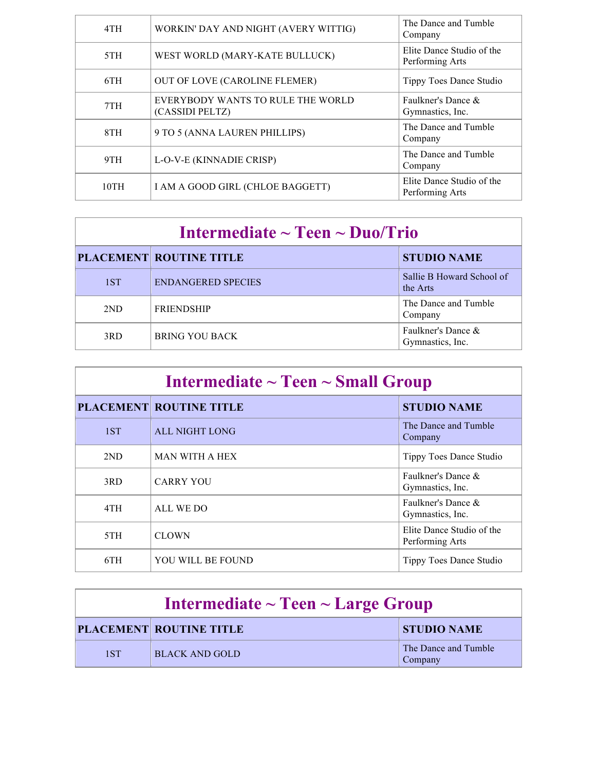| | | |
|---|---|---|
| 4TH | WORKIN' DAY AND NIGHT (AVERY WITTIG) | The Dance and Tumble Company |
| 5TH | WEST WORLD (MARY-KATE BULLUCK) | Elite Dance Studio of the Performing Arts |
| 6TH | OUT OF LOVE (CAROLINE FLEMER) | Tippy Toes Dance Studio |
| 7TH | EVERYBODY WANTS TO RULE THE WORLD (CASSIDI PELTZ) | Faulkner's Dance & Gymnastics, Inc. |
| 8TH | 9 TO 5 (ANNA LAUREN PHILLIPS) | The Dance and Tumble Company |
| 9TH | L-O-V-E (KINNADIE CRISP) | The Dance and Tumble Company |
| 10TH | I AM A GOOD GIRL (CHLOE BAGGETT) | Elite Dance Studio of the Performing Arts |

## Intermediate ~ Teen ~ Duo/Trio

| PLACEMENT | ROUTINE TITLE | STUDIO NAME |
|---|---|---|
| 1ST | ENDANGERED SPECIES | Sallie B Howard School of the Arts |
| 2ND | FRIENDSHIP | The Dance and Tumble Company |
| 3RD | BRING YOU BACK | Faulkner's Dance & Gymnastics, Inc. |

## Intermediate ~ Teen ~ Small Group

| PLACEMENT | ROUTINE TITLE | STUDIO NAME |
|---|---|---|
| 1ST | ALL NIGHT LONG | The Dance and Tumble Company |
| 2ND | MAN WITH A HEX | Tippy Toes Dance Studio |
| 3RD | CARRY YOU | Faulkner's Dance & Gymnastics, Inc. |
| 4TH | ALL WE DO | Faulkner's Dance & Gymnastics, Inc. |
| 5TH | CLOWN | Elite Dance Studio of the Performing Arts |
| 6TH | YOU WILL BE FOUND | Tippy Toes Dance Studio |

## Intermediate ~ Teen ~ Large Group

| PLACEMENT | ROUTINE TITLE | STUDIO NAME |
|---|---|---|
| 1ST | BLACK AND GOLD | The Dance and Tumble Company |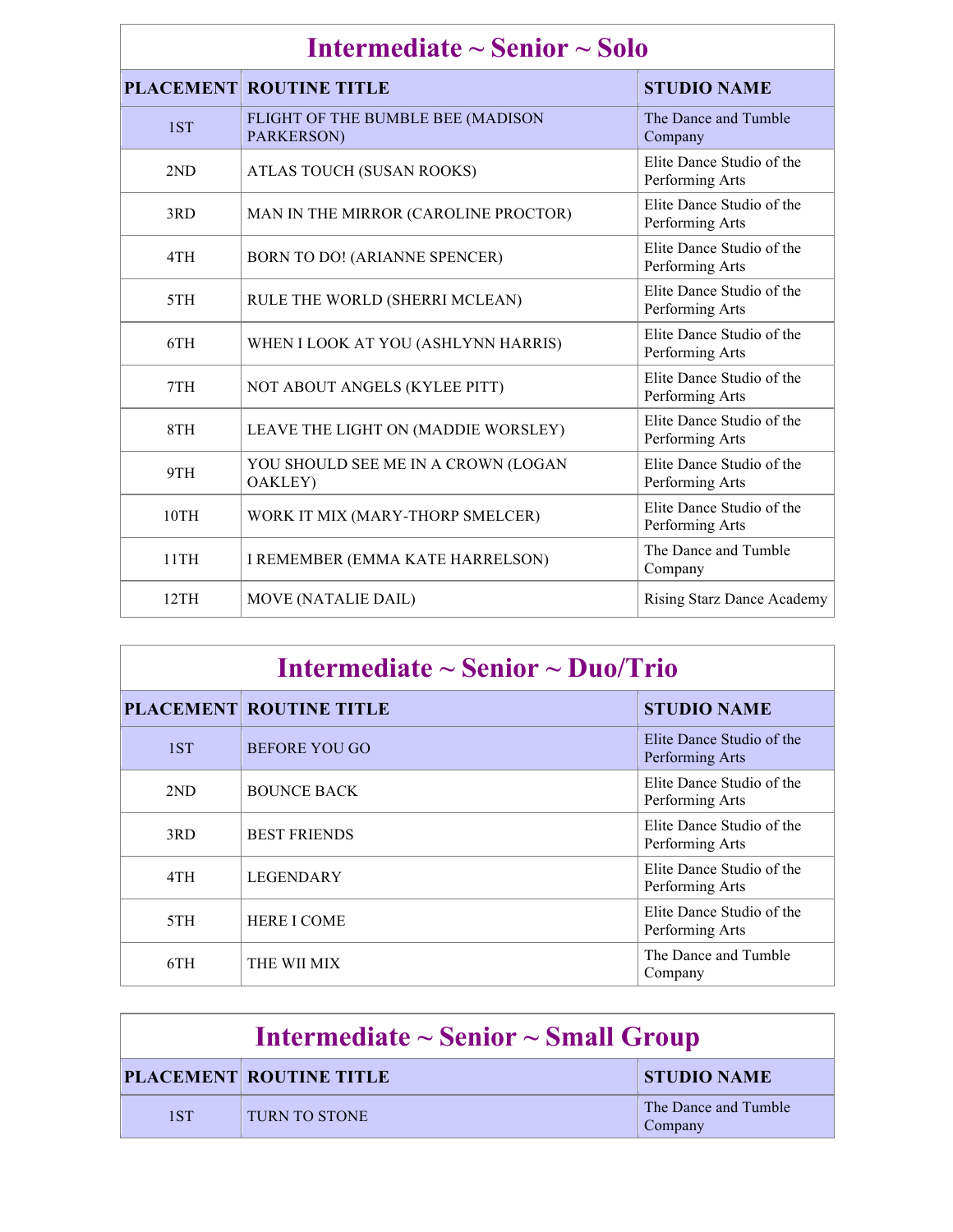## Intermediate ~ Senior ~ Solo

| PLACEMENT | ROUTINE TITLE | STUDIO NAME |
|---|---|---|
| 1ST | FLIGHT OF THE BUMBLE BEE (MADISON PARKERSON) | The Dance and Tumble Company |
| 2ND | ATLAS TOUCH (SUSAN ROOKS) | Elite Dance Studio of the Performing Arts |
| 3RD | MAN IN THE MIRROR (CAROLINE PROCTOR) | Elite Dance Studio of the Performing Arts |
| 4TH | BORN TO DO! (ARIANNE SPENCER) | Elite Dance Studio of the Performing Arts |
| 5TH | RULE THE WORLD (SHERRI MCLEAN) | Elite Dance Studio of the Performing Arts |
| 6TH | WHEN I LOOK AT YOU (ASHLYNN HARRIS) | Elite Dance Studio of the Performing Arts |
| 7TH | NOT ABOUT ANGELS (KYLEE PITT) | Elite Dance Studio of the Performing Arts |
| 8TH | LEAVE THE LIGHT ON (MADDIE WORSLEY) | Elite Dance Studio of the Performing Arts |
| 9TH | YOU SHOULD SEE ME IN A CROWN (LOGAN OAKLEY) | Elite Dance Studio of the Performing Arts |
| 10TH | WORK IT MIX (MARY-THORP SMELCER) | Elite Dance Studio of the Performing Arts |
| 11TH | I REMEMBER (EMMA KATE HARRELSON) | The Dance and Tumble Company |
| 12TH | MOVE (NATALIE DAIL) | Rising Starz Dance Academy |

## Intermediate ~ Senior ~ Duo/Trio

| PLACEMENT | ROUTINE TITLE | STUDIO NAME |
|---|---|---|
| 1ST | BEFORE YOU GO | Elite Dance Studio of the Performing Arts |
| 2ND | BOUNCE BACK | Elite Dance Studio of the Performing Arts |
| 3RD | BEST FRIENDS | Elite Dance Studio of the Performing Arts |
| 4TH | LEGENDARY | Elite Dance Studio of the Performing Arts |
| 5TH | HERE I COME | Elite Dance Studio of the Performing Arts |
| 6TH | THE WII MIX | The Dance and Tumble Company |

## Intermediate ~ Senior ~ Small Group

| PLACEMENT | ROUTINE TITLE | STUDIO NAME |
|---|---|---|
| 1ST | TURN TO STONE | The Dance and Tumble Company |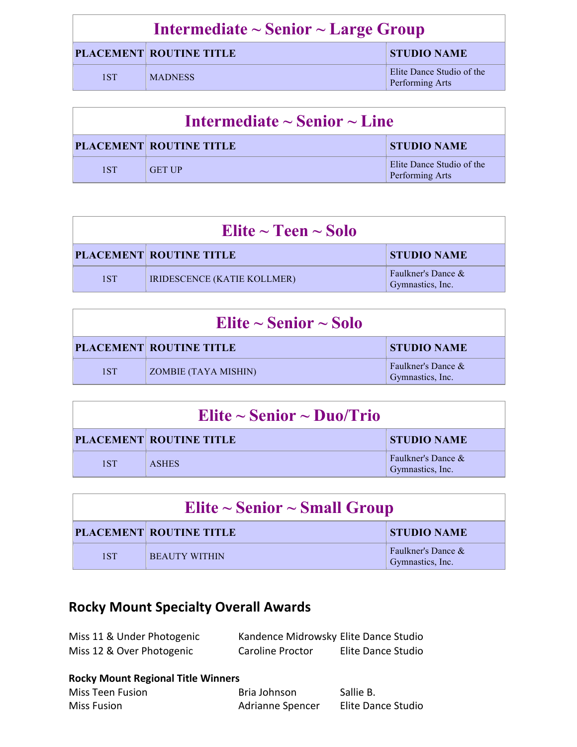| Intermediate ~ Senior ~ Large Group | | |
|---|---|---|
| PLACEMENT | ROUTINE TITLE | STUDIO NAME |
| 1ST | MADNESS | Elite Dance Studio of the Performing Arts |

| Intermediate ~ Senior ~ Line | | |
|---|---|---|
| PLACEMENT | ROUTINE TITLE | STUDIO NAME |
| 1ST | GET UP | Elite Dance Studio of the Performing Arts |

| Elite ~ Teen ~ Solo | | |
|---|---|---|
| PLACEMENT | ROUTINE TITLE | STUDIO NAME |
| 1ST | IRIDESCENCE (KATIE KOLLMER) | Faulkner's Dance & Gymnastics, Inc. |

| Elite ~ Senior ~ Solo | | |
|---|---|---|
| PLACEMENT | ROUTINE TITLE | STUDIO NAME |
| 1ST | ZOMBIE (TAYA MISHIN) | Faulkner's Dance & Gymnastics, Inc. |

| Elite ~ Senior ~ Duo/Trio | | |
|---|---|---|
| PLACEMENT | ROUTINE TITLE | STUDIO NAME |
| 1ST | ASHES | Faulkner's Dance & Gymnastics, Inc. |

| Elite ~ Senior ~ Small Group | | |
|---|---|---|
| PLACEMENT | ROUTINE TITLE | STUDIO NAME |
| 1ST | BEAUTY WITHIN | Faulkner's Dance & Gymnastics, Inc. |

## Rocky Mount Specialty Overall Awards

| | | |
|---|---|---|
| Miss 11 & Under Photogenic | Kandence Midrowsky | Elite Dance Studio |
| Miss 12 & Over Photogenic | Caroline Proctor | Elite Dance Studio |

**Rocky Mount Regional Title Winners**

| | | |
|---|---|---|
| Miss Teen Fusion | Bria Johnson | Sallie B. |
| Miss Fusion | Adrianne Spencer | Elite Dance Studio |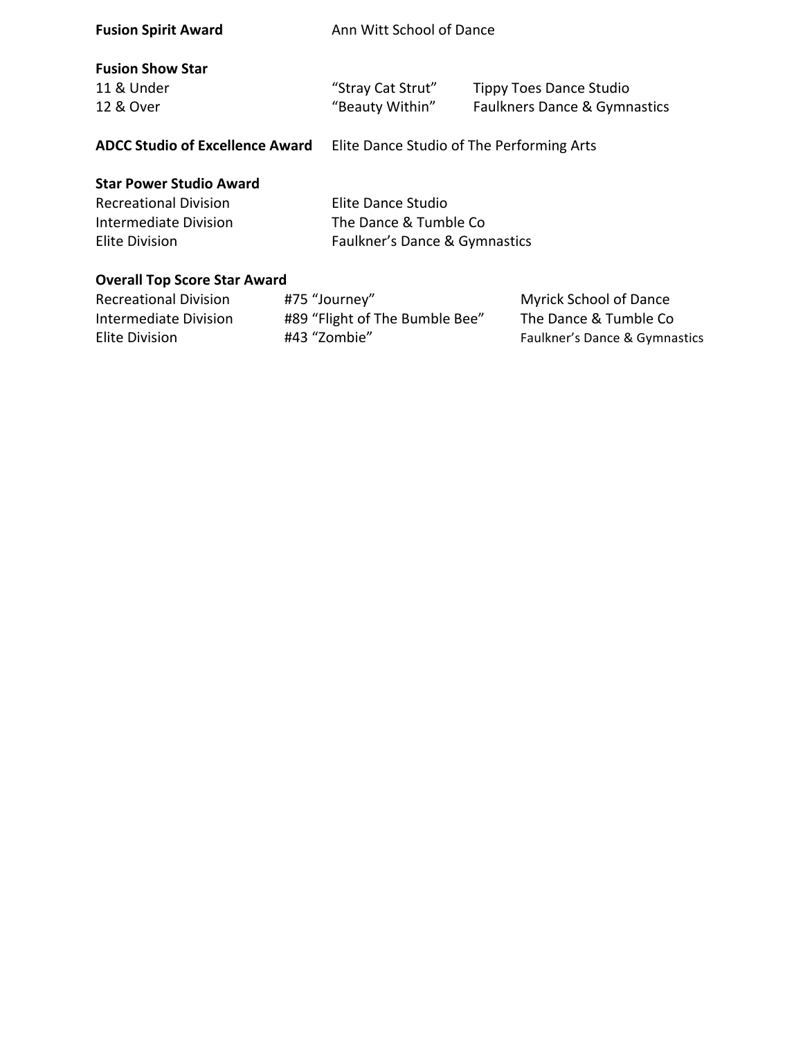**Fusion Spirit Award** Ann Witt School of Dance

**Fusion Show Star**

| | | |
|---|---|---|
| 11 & Under | "Stray Cat Strut" | Tippy Toes Dance Studio |
| 12 & Over | "Beauty Within" | Faulkners Dance & Gymnastics |

**ADCC Studio of Excellence Award** Elite Dance Studio of The Performing Arts

**Star Power Studio Award**

| | |
|---|---|
| Recreational Division | Elite Dance Studio |
| Intermediate Division | The Dance & Tumble Co |
| Elite Division | Faulkner's Dance & Gymnastics |

**Overall Top Score Star Award**

| | | |
|---|---|---|
| Recreational Division | #75 "Journey" | Myrick School of Dance |
| Intermediate Division | #89 "Flight of The Bumble Bee" | The Dance & Tumble Co |
| Elite Division | #43 "Zombie" | Faulkner's Dance & Gymnastics |